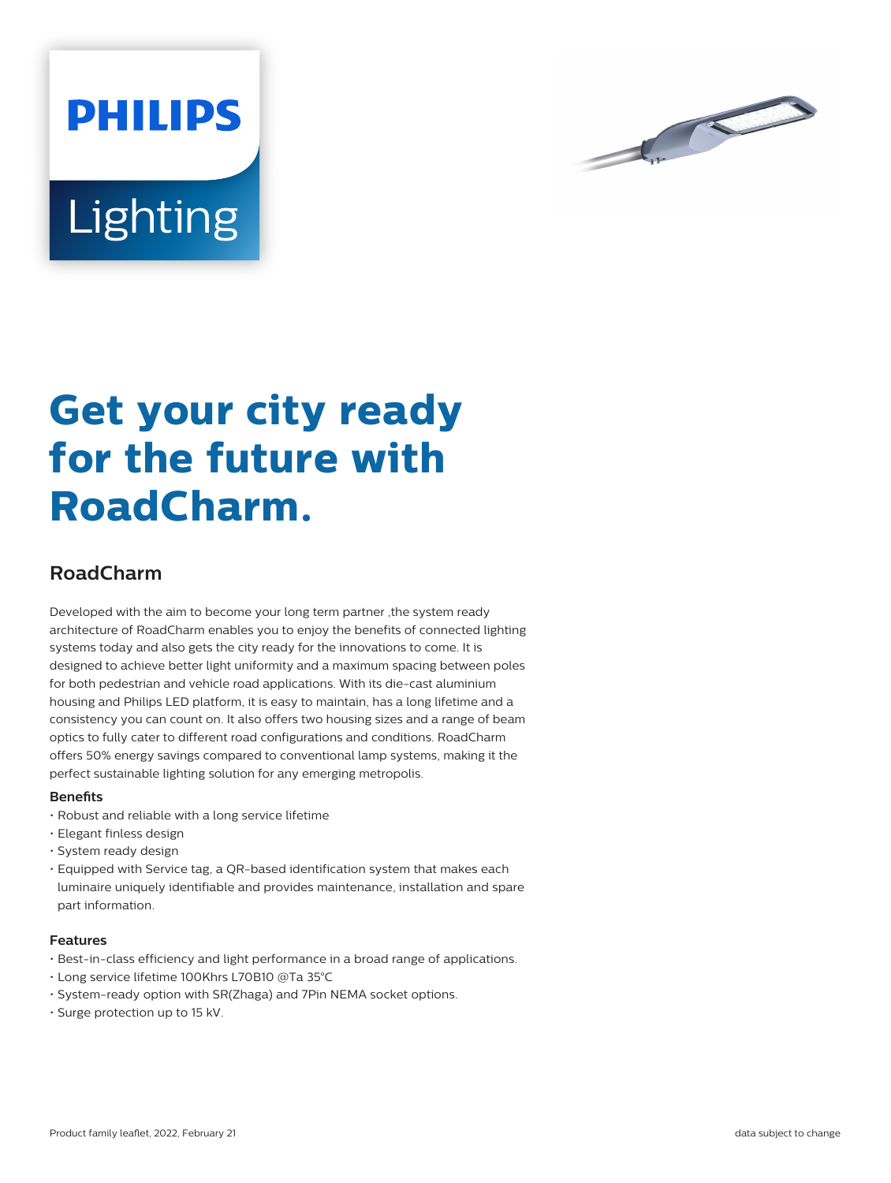PHILIPS

Lighting

# Get your city ready for the future with RoadCharm.

## RoadCharm

Developed with the aim to become your long term partner ,the system ready architecture of RoadCharm enables you to enjoy the benefits of connected lighting systems today and also gets the city ready for the innovations to come. It is designed to achieve better light uniformity and a maximum spacing between poles for both pedestrian and vehicle road applications. With its die-cast aluminium housing and Philips LED platform, it is easy to maintain, has a long lifetime and a consistency you can count on. It also offers two housing sizes and a range of beam optics to fully cater to different road configurations and conditions. RoadCharm offers 50% energy savings compared to conventional lamp systems, making it the perfect sustainable lighting solution for any emerging metropolis.

### Benefits

- Robust and reliable with a long service lifetime
- Elegant finless design
- System ready design
- Equipped with Service tag, a QR-based identification system that makes each luminaire uniquely identifiable and provides maintenance, installation and spare part information.

### Features

- Best-in-class efficiency and light performance in a broad range of applications.
- Long service lifetime 100Khrs L70B10 @Ta 35°C
- System-ready option with SR(Zhaga) and 7Pin NEMA socket options.
- Surge protection up to 15 kV.

Product family leaflet, 2022, February 21

data subject to change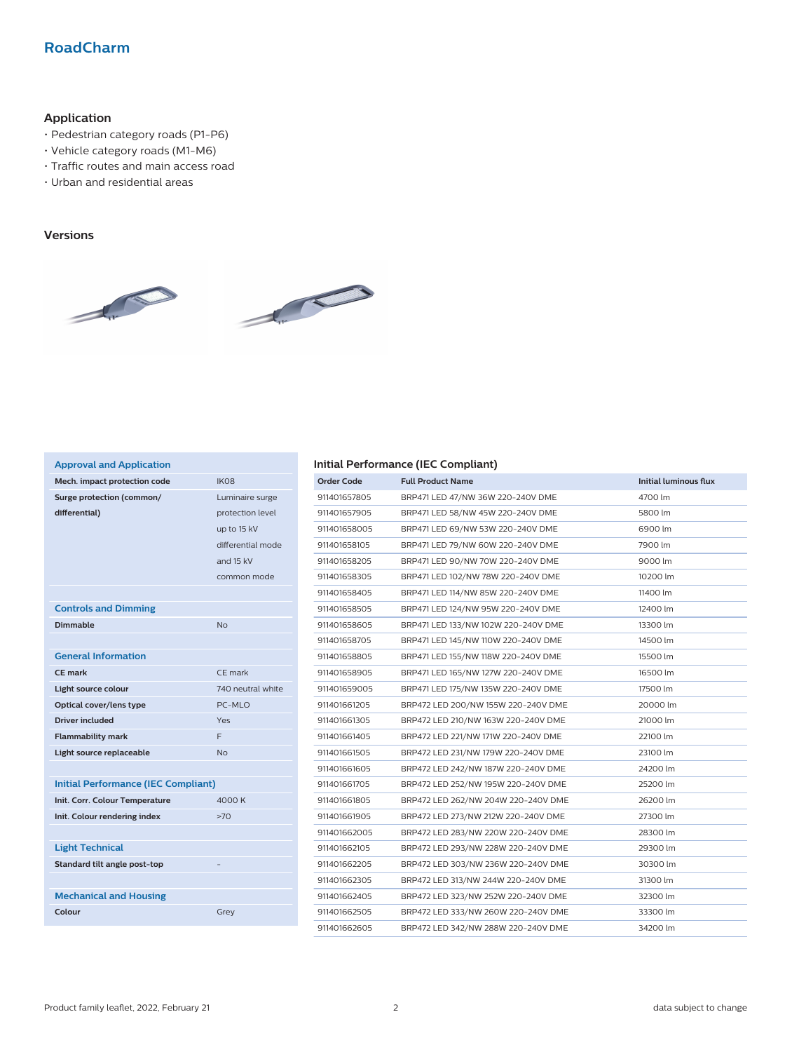## RoadCharm

### Application

- Pedestrian category roads (P1-P6)
- Vehicle category roads (M1-M6)
- Traffic routes and main access road
- Urban and residential areas

### Versions

| Approval and Application | |
|---|---|
| **Mech. impact protection code** | IK08 |
| **Surge protection (common/ differential)** | Luminaire surge protection level up to 15 kV differential mode and 15 kV common mode |
| **Controls and Dimming** | |
| **Dimmable** | No |
| **General Information** | |
| **CE mark** | CE mark |
| **Light source colour** | 740 neutral white |
| **Optical cover/lens type** | PC-MLO |
| **Driver included** | Yes |
| **Flammability mark** | F |
| **Light source replaceable** | No |
| **Initial Performance (IEC Compliant)** | |
| **Init. Corr. Colour Temperature** | 4000 K |
| **Init. Colour rendering index** | >70 |
| **Light Technical** | |
| **Standard tilt angle post-top** | - |
| **Mechanical and Housing** | |
| **Colour** | Grey |

### Initial Performance (IEC Compliant)

| Order Code | Full Product Name | Initial luminous flux |
|---|---|---|
| 911401657805 | BRP471 LED 47/NW 36W 220-240V DME | 4700 lm |
| 911401657905 | BRP471 LED 58/NW 45W 220-240V DME | 5800 lm |
| 911401658005 | BRP471 LED 69/NW 53W 220-240V DME | 6900 lm |
| 911401658105 | BRP471 LED 79/NW 60W 220-240V DME | 7900 lm |
| 911401658205 | BRP471 LED 90/NW 70W 220-240V DME | 9000 lm |
| 911401658305 | BRP471 LED 102/NW 78W 220-240V DME | 10200 lm |
| 911401658405 | BRP471 LED 114/NW 85W 220-240V DME | 11400 lm |
| 911401658505 | BRP471 LED 124/NW 95W 220-240V DME | 12400 lm |
| 911401658605 | BRP471 LED 133/NW 102W 220-240V DME | 13300 lm |
| 911401658705 | BRP471 LED 145/NW 110W 220-240V DME | 14500 lm |
| 911401658805 | BRP471 LED 155/NW 118W 220-240V DME | 15500 lm |
| 911401658905 | BRP471 LED 165/NW 127W 220-240V DME | 16500 lm |
| 911401659005 | BRP471 LED 175/NW 135W 220-240V DME | 17500 lm |
| 911401661205 | BRP472 LED 200/NW 155W 220-240V DME | 20000 lm |
| 911401661305 | BRP472 LED 210/NW 163W 220-240V DME | 21000 lm |
| 911401661405 | BRP472 LED 221/NW 171W 220-240V DME | 22100 lm |
| 911401661505 | BRP472 LED 231/NW 179W 220-240V DME | 23100 lm |
| 911401661605 | BRP472 LED 242/NW 187W 220-240V DME | 24200 lm |
| 911401661705 | BRP472 LED 252/NW 195W 220-240V DME | 25200 lm |
| 911401661805 | BRP472 LED 262/NW 204W 220-240V DME | 26200 lm |
| 911401661905 | BRP472 LED 273/NW 212W 220-240V DME | 27300 lm |
| 911401662005 | BRP472 LED 283/NW 220W 220-240V DME | 28300 lm |
| 911401662105 | BRP472 LED 293/NW 228W 220-240V DME | 29300 lm |
| 911401662205 | BRP472 LED 303/NW 236W 220-240V DME | 30300 lm |
| 911401662305 | BRP472 LED 313/NW 244W 220-240V DME | 31300 lm |
| 911401662405 | BRP472 LED 323/NW 252W 220-240V DME | 32300 lm |
| 911401662505 | BRP472 LED 333/NW 260W 220-240V DME | 33300 lm |
| 911401662605 | BRP472 LED 342/NW 288W 220-240V DME | 34200 lm |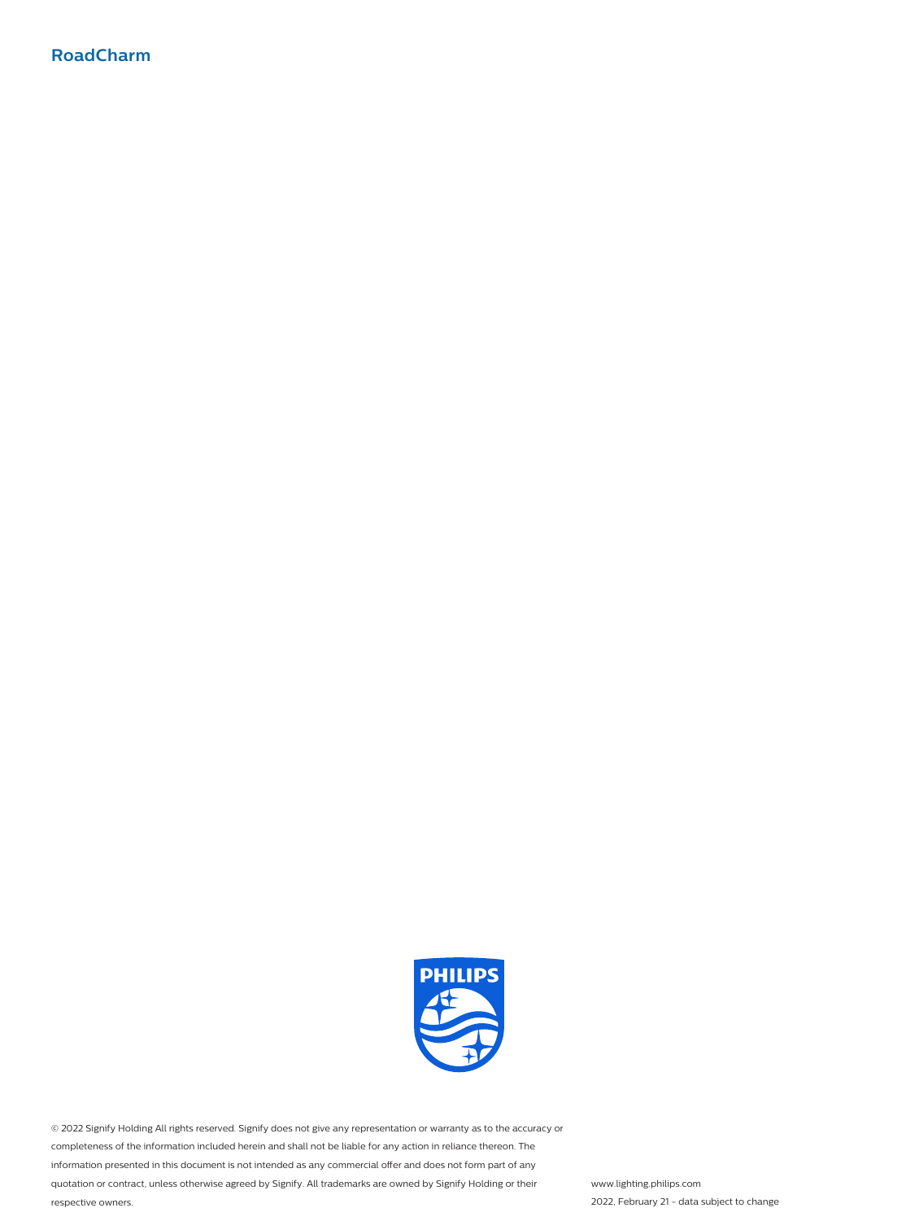© 2022 Signify Holding All rights reserved. Signify does not give any representation or warranty as to the accuracy or completeness of the information included herein and shall not be liable for any action in reliance thereon. The information presented in this document is not intended as any commercial offer and does not form part of any quotation or contract, unless otherwise agreed by Signify. All trademarks are owned by Signify Holding or their respective owners.

www.lighting.philips.com

2022, February 21 - data subject to change